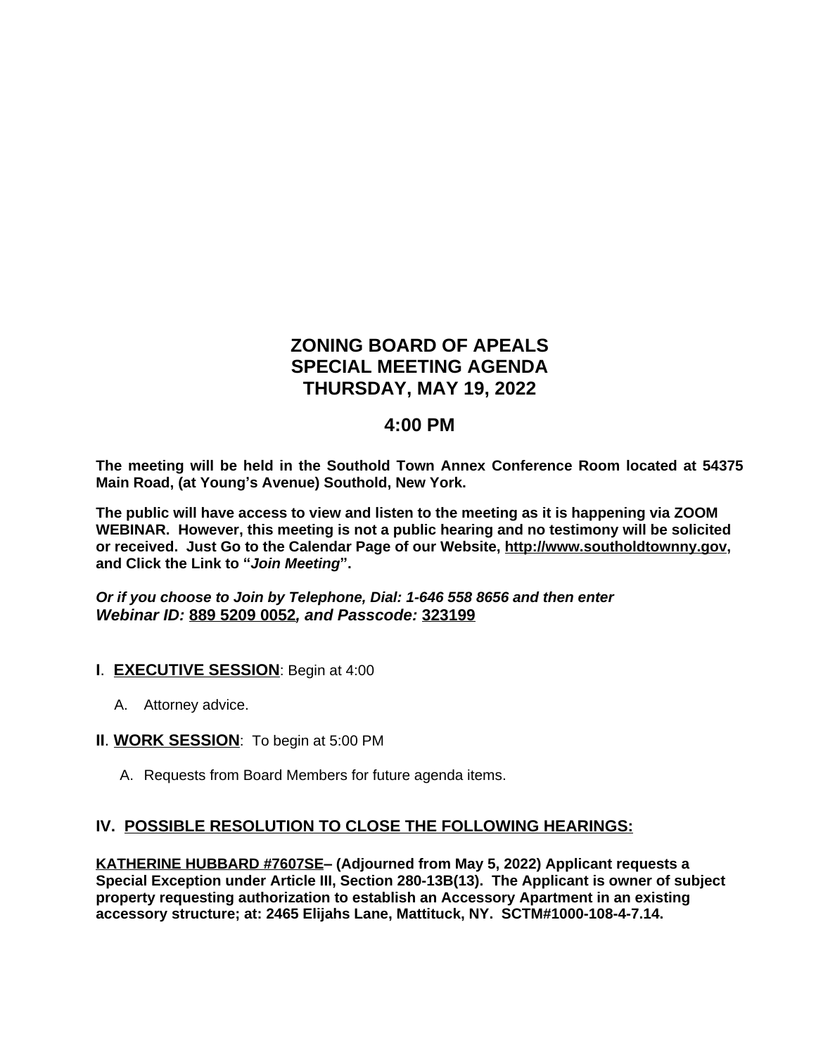# ZONING BOARD OF APEALS
# SPECIAL MEETING AGENDA
# THURSDAY, MAY 19, 2022

## 4:00 PM

**The meeting will be held in the Southold Town Annex Conference Room located at 54375 Main Road, (at Young's Avenue) Southold, New York.**

**The public will have access to view and listen to the meeting as it is happening via ZOOM WEBINAR. However, this meeting is not a public hearing and no testimony will be solicited or received. Just Go to the Calendar Page of our Website, http://www.southoldtownny.gov, and Click the Link to "*Join Meeting*".**

***Or if you choose to Join by Telephone, Dial: 1-646 558 8656 and then enter Webinar ID: 889 5209 0052, and Passcode: 323199***

**I**. **EXECUTIVE SESSION**: Begin at 4:00

A. Attorney advice.

**II**. **WORK SESSION**: To begin at 5:00 PM

A. Requests from Board Members for future agenda items.

**IV. POSSIBLE RESOLUTION TO CLOSE THE FOLLOWING HEARINGS:**

**KATHERINE HUBBARD #7607SE– (Adjourned from May 5, 2022) Applicant requests a Special Exception under Article III, Section 280-13B(13). The Applicant is owner of subject property requesting authorization to establish an Accessory Apartment in an existing accessory structure; at: 2465 Elijahs Lane, Mattituck, NY. SCTM#1000-108-4-7.14.**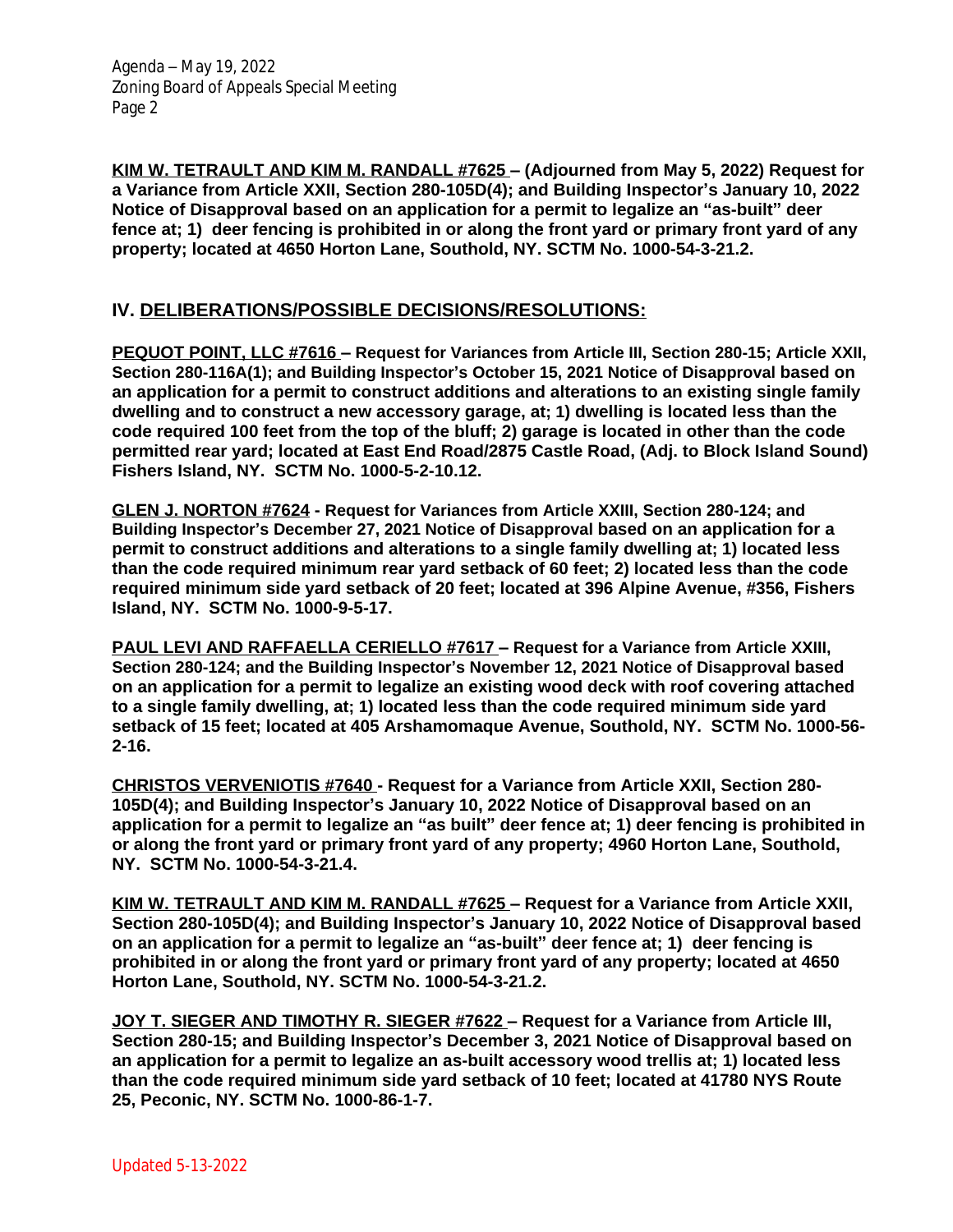**KIM W. TETRAULT AND KIM M. RANDALL #7625 – (Adjourned from May 5, 2022) Request for a Variance from Article XXII, Section 280-105D(4); and Building Inspector's January 10, 2022 Notice of Disapproval based on an application for a permit to legalize an "as-built" deer fence at; 1) deer fencing is prohibited in or along the front yard or primary front yard of any property; located at 4650 Horton Lane, Southold, NY. SCTM No. 1000-54-3-21.2.**

## IV. DELIBERATIONS/POSSIBLE DECISIONS/RESOLUTIONS:

**PEQUOT POINT, LLC #7616 – Request for Variances from Article III, Section 280-15; Article XXII, Section 280-116A(1); and Building Inspector's October 15, 2021 Notice of Disapproval based on an application for a permit to construct additions and alterations to an existing single family dwelling and to construct a new accessory garage, at; 1) dwelling is located less than the code required 100 feet from the top of the bluff; 2) garage is located in other than the code permitted rear yard; located at East End Road/2875 Castle Road, (Adj. to Block Island Sound) Fishers Island, NY. SCTM No. 1000-5-2-10.12.**

**GLEN J. NORTON #7624 - Request for Variances from Article XXIII, Section 280-124; and Building Inspector's December 27, 2021 Notice of Disapproval based on an application for a permit to construct additions and alterations to a single family dwelling at; 1) located less than the code required minimum rear yard setback of 60 feet; 2) located less than the code required minimum side yard setback of 20 feet; located at 396 Alpine Avenue, #356, Fishers Island, NY. SCTM No. 1000-9-5-17.**

**PAUL LEVI AND RAFFAELLA CERIELLO #7617 – Request for a Variance from Article XXIII, Section 280-124; and the Building Inspector's November 12, 2021 Notice of Disapproval based on an application for a permit to legalize an existing wood deck with roof covering attached to a single family dwelling, at; 1) located less than the code required minimum side yard setback of 15 feet; located at 405 Arshamomaque Avenue, Southold, NY. SCTM No. 1000-56-2-16.**

**CHRISTOS VERVENIOTIS #7640 - Request for a Variance from Article XXII, Section 280-105D(4); and Building Inspector's January 10, 2022 Notice of Disapproval based on an application for a permit to legalize an "as built" deer fence at; 1) deer fencing is prohibited in or along the front yard or primary front yard of any property; 4960 Horton Lane, Southold, NY. SCTM No. 1000-54-3-21.4.**

**KIM W. TETRAULT AND KIM M. RANDALL #7625 – Request for a Variance from Article XXII, Section 280-105D(4); and Building Inspector's January 10, 2022 Notice of Disapproval based on an application for a permit to legalize an "as-built" deer fence at; 1) deer fencing is prohibited in or along the front yard or primary front yard of any property; located at 4650 Horton Lane, Southold, NY. SCTM No. 1000-54-3-21.2.**

**JOY T. SIEGER AND TIMOTHY R. SIEGER #7622 – Request for a Variance from Article III, Section 280-15; and Building Inspector's December 3, 2021 Notice of Disapproval based on an application for a permit to legalize an as-built accessory wood trellis at; 1) located less than the code required minimum side yard setback of 10 feet; located at 41780 NYS Route 25, Peconic, NY. SCTM No. 1000-86-1-7.**

Updated 5-13-2022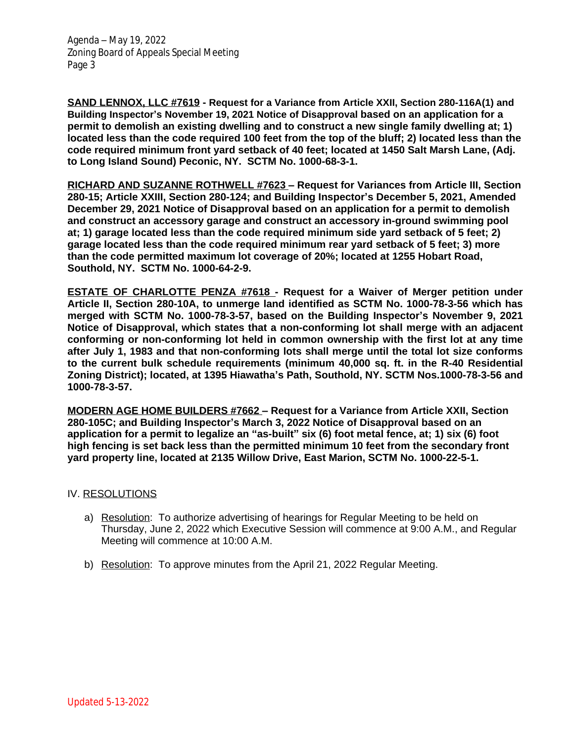**<u>SAND LENNOX, LLC #7619</u> - Request for a Variance from Article XXII, Section 280-116A(1) and Building Inspector's November 19, 2021 Notice of Disapproval based on an application for a permit to demolish an existing dwelling and to construct a new single family dwelling at; 1) located less than the code required 100 feet from the top of the bluff; 2) located less than the code required minimum front yard setback of 40 feet; located at 1450 Salt Marsh Lane, (Adj. to Long Island Sound) Peconic, NY. SCTM No. 1000-68-3-1.**

**<u>RICHARD AND SUZANNE ROTHWELL #7623</u> – Request for Variances from Article III, Section 280-15; Article XXIII, Section 280-124; and Building Inspector's December 5, 2021, Amended December 29, 2021 Notice of Disapproval based on an application for a permit to demolish and construct an accessory garage and construct an accessory in-ground swimming pool at; 1) garage located less than the code required minimum side yard setback of 5 feet; 2) garage located less than the code required minimum rear yard setback of 5 feet; 3) more than the code permitted maximum lot coverage of 20%; located at 1255 Hobart Road, Southold, NY. SCTM No. 1000-64-2-9.**

**<u>ESTATE OF CHARLOTTE PENZA #7618</u> - Request for a Waiver of Merger petition under Article II, Section 280-10A, to unmerge land identified as SCTM No. 1000-78-3-56 which has merged with SCTM No. 1000-78-3-57, based on the Building Inspector's November 9, 2021 Notice of Disapproval, which states that a non-conforming lot shall merge with an adjacent conforming or non-conforming lot held in common ownership with the first lot at any time after July 1, 1983 and that non-conforming lots shall merge until the total lot size conforms to the current bulk schedule requirements (minimum 40,000 sq. ft. in the R-40 Residential Zoning District); located, at 1395 Hiawatha's Path, Southold, NY. SCTM Nos.1000-78-3-56 and 1000-78-3-57.**

**<u>MODERN AGE HOME BUILDERS #7662</u> – Request for a Variance from Article XXII, Section 280-105C; and Building Inspector's March 3, 2022 Notice of Disapproval based on an application for a permit to legalize an "as-built" six (6) foot metal fence, at; 1) six (6) foot high fencing is set back less than the permitted minimum 10 feet from the secondary front yard property line, located at 2135 Willow Drive, East Marion, SCTM No. 1000-22-5-1.**

IV. <u>RESOLUTIONS</u>

a) <u>Resolution</u>: To authorize advertising of hearings for Regular Meeting to be held on Thursday, June 2, 2022 which Executive Session will commence at 9:00 A.M., and Regular Meeting will commence at 10:00 A.M.

b) <u>Resolution</u>: To approve minutes from the April 21, 2022 Regular Meeting.